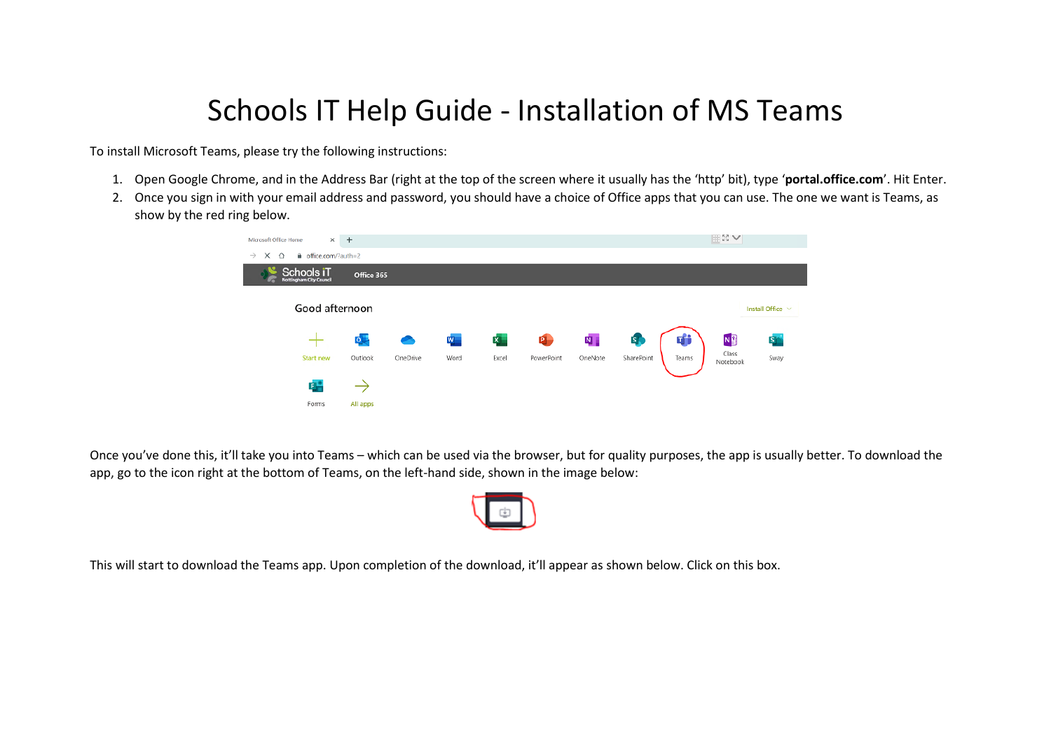# Schools IT Help Guide - Installation of MS Teams

To install Microsoft Teams, please try the following instructions:

1. Open Google Chrome, and in the Address Bar (right at the top of the screen where it usually has the 'http' bit), type '**portal.office.com**'. Hit Enter.
2. Once you sign in with your email address and password, you should have a choice of Office apps that you can use. The one we want is Teams, as show by the red ring below.

Once you've done this, it'll take you into Teams – which can be used via the browser, but for quality purposes, the app is usually better. To download the app, go to the icon right at the bottom of Teams, on the left-hand side, shown in the image below:

This will start to download the Teams app. Upon completion of the download, it'll appear as shown below. Click on this box.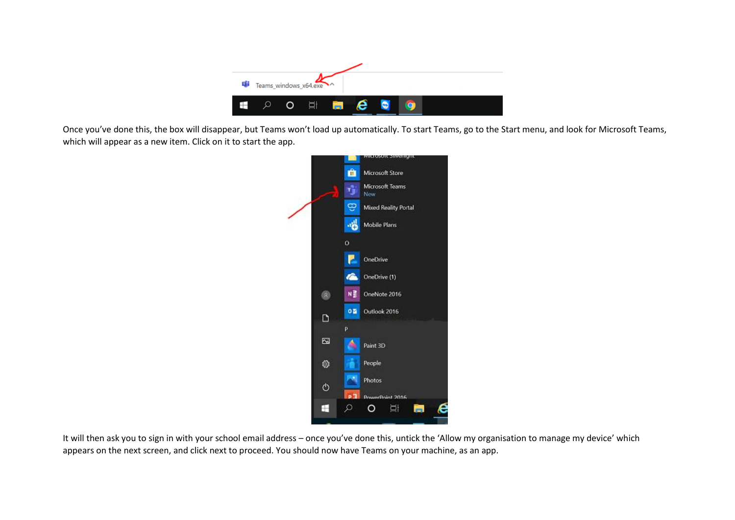Once you've done this, the box will disappear, but Teams won't load up automatically. To start Teams, go to the Start menu, and look for Microsoft Teams, which will appear as a new item. Click on it to start the app.

It will then ask you to sign in with your school email address – once you've done this, untick the 'Allow my organisation to manage my device' which appears on the next screen, and click next to proceed. You should now have Teams on your machine, as an app.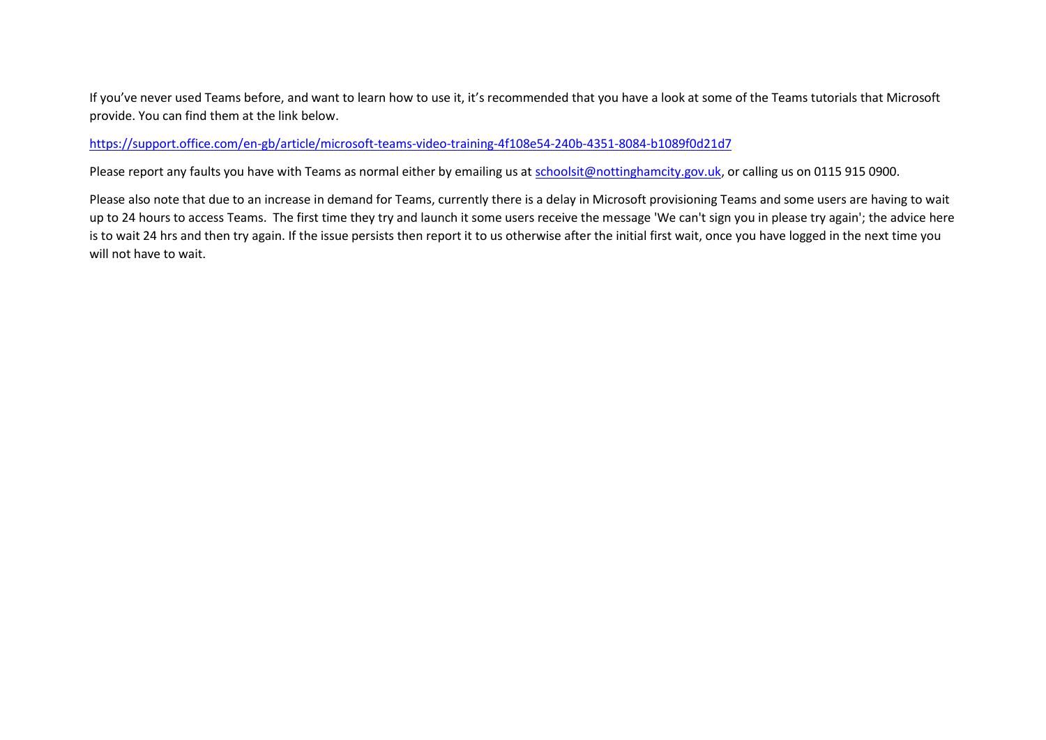If you've never used Teams before, and want to learn how to use it, it's recommended that you have a look at some of the Teams tutorials that Microsoft provide. You can find them at the link below.

https://support.office.com/en-gb/article/microsoft-teams-video-training-4f108e54-240b-4351-8084-b1089f0d21d7

Please report any faults you have with Teams as normal either by emailing us at schoolsit@nottinghamcity.gov.uk, or calling us on 0115 915 0900.

Please also note that due to an increase in demand for Teams, currently there is a delay in Microsoft provisioning Teams and some users are having to wait up to 24 hours to access Teams. The first time they try and launch it some users receive the message 'We can't sign you in please try again'; the advice here is to wait 24 hrs and then try again. If the issue persists then report it to us otherwise after the initial first wait, once you have logged in the next time you will not have to wait.